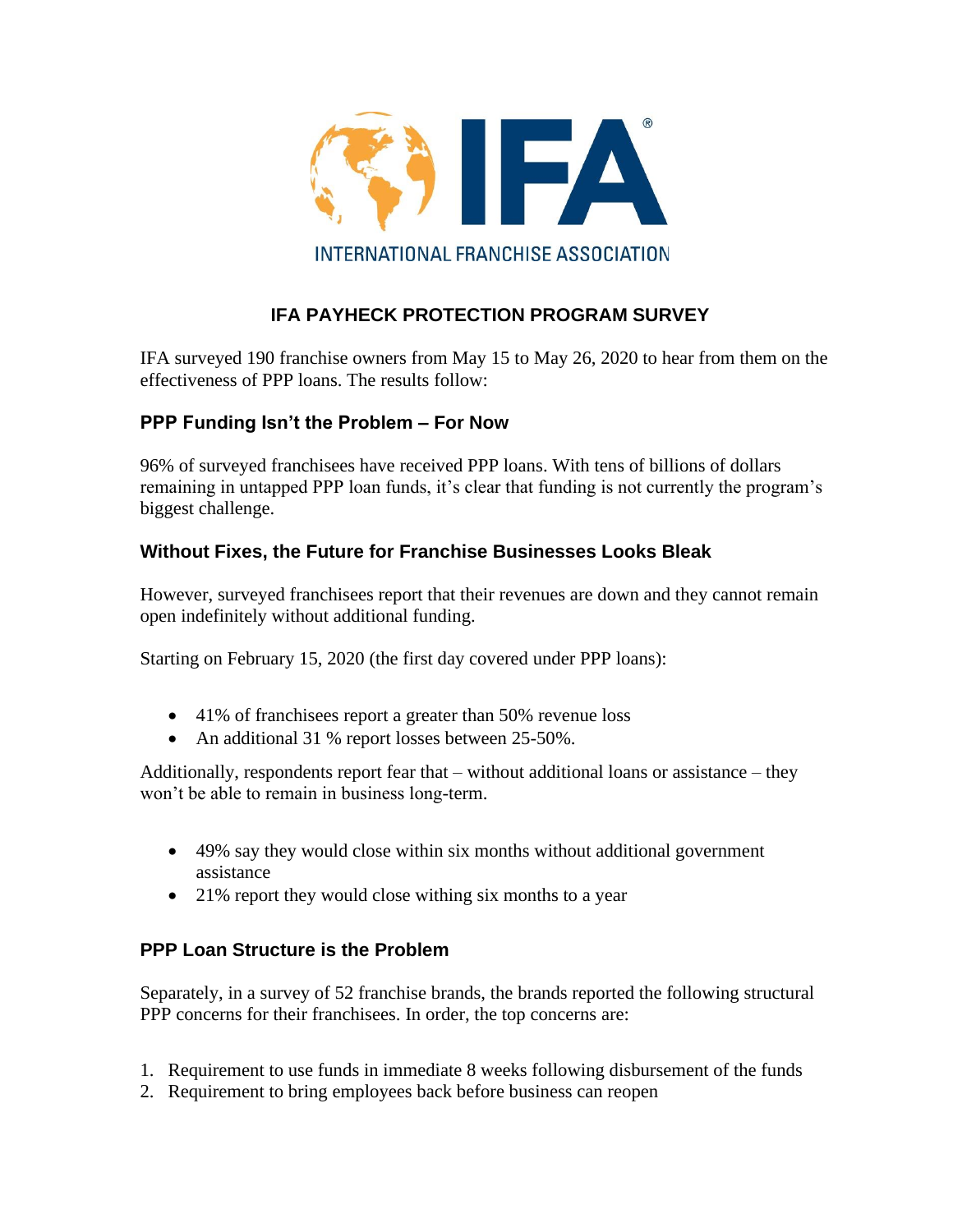# IFA PAYHECK PROTECTION PROGRAM SURVEY

IFA surveyed 190 franchise owners from May 15 to May 26, 2020 to hear from them on the effectiveness of PPP loans. The results follow:

## PPP Funding Isn't the Problem – For Now

96% of surveyed franchisees have received PPP loans. With tens of billions of dollars remaining in untapped PPP loan funds, it's clear that funding is not currently the program's biggest challenge.

## Without Fixes, the Future for Franchise Businesses Looks Bleak

However, surveyed franchisees report that their revenues are down and they cannot remain open indefinitely without additional funding.

Starting on February 15, 2020 (the first day covered under PPP loans):

- 41% of franchisees report a greater than 50% revenue loss
- An additional 31 % report losses between 25-50%.

Additionally, respondents report fear that – without additional loans or assistance – they won't be able to remain in business long-term.

- 49% say they would close within six months without additional government assistance
- 21% report they would close withing six months to a year

## PPP Loan Structure is the Problem

Separately, in a survey of 52 franchise brands, the brands reported the following structural PPP concerns for their franchisees. In order, the top concerns are:

1. Requirement to use funds in immediate 8 weeks following disbursement of the funds
2. Requirement to bring employees back before business can reopen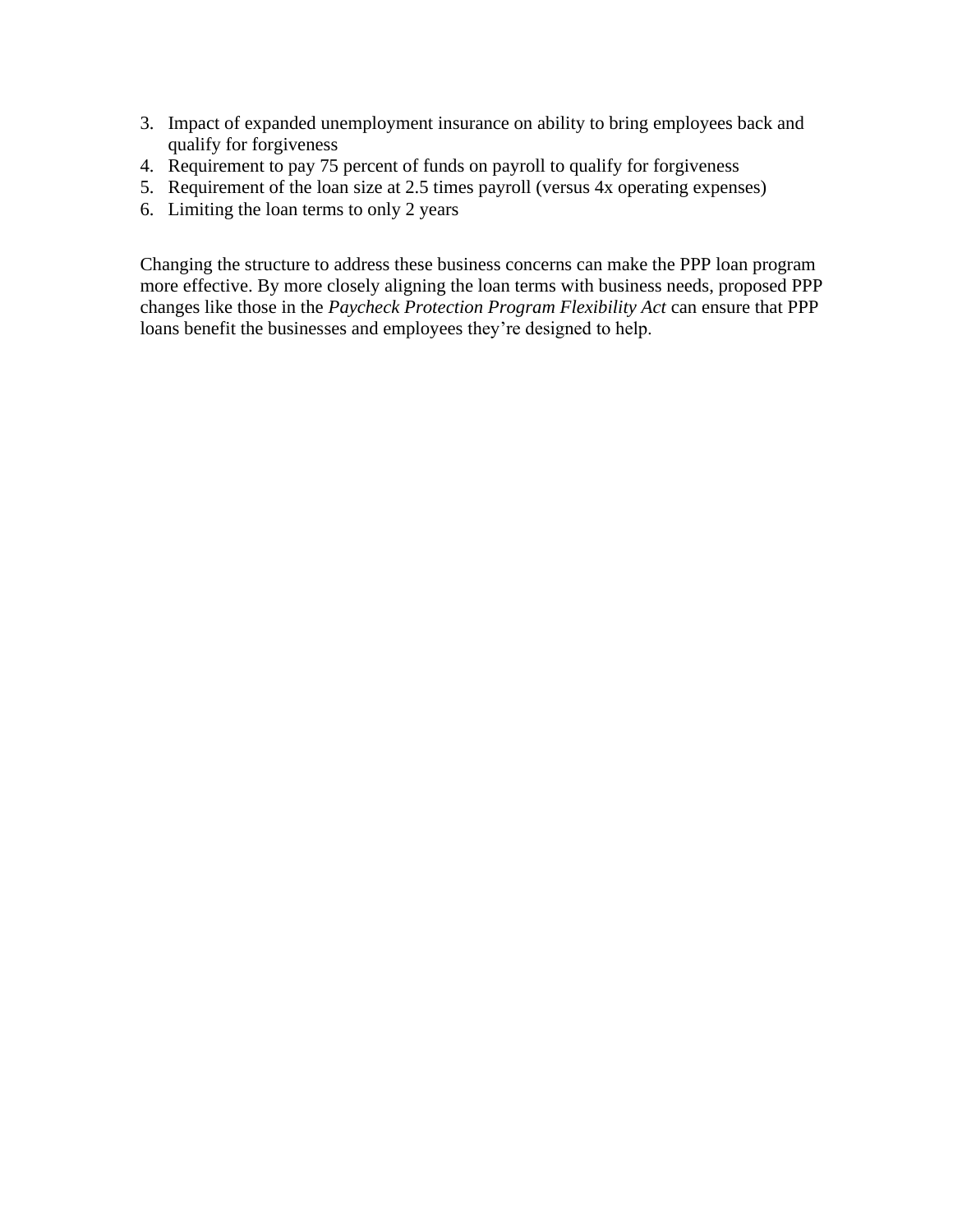3. Impact of expanded unemployment insurance on ability to bring employees back and qualify for forgiveness
4. Requirement to pay 75 percent of funds on payroll to qualify for forgiveness
5. Requirement of the loan size at 2.5 times payroll (versus 4x operating expenses)
6. Limiting the loan terms to only 2 years

Changing the structure to address these business concerns can make the PPP loan program more effective. By more closely aligning the loan terms with business needs, proposed PPP changes like those in the *Paycheck Protection Program Flexibility Act* can ensure that PPP loans benefit the businesses and employees they're designed to help.